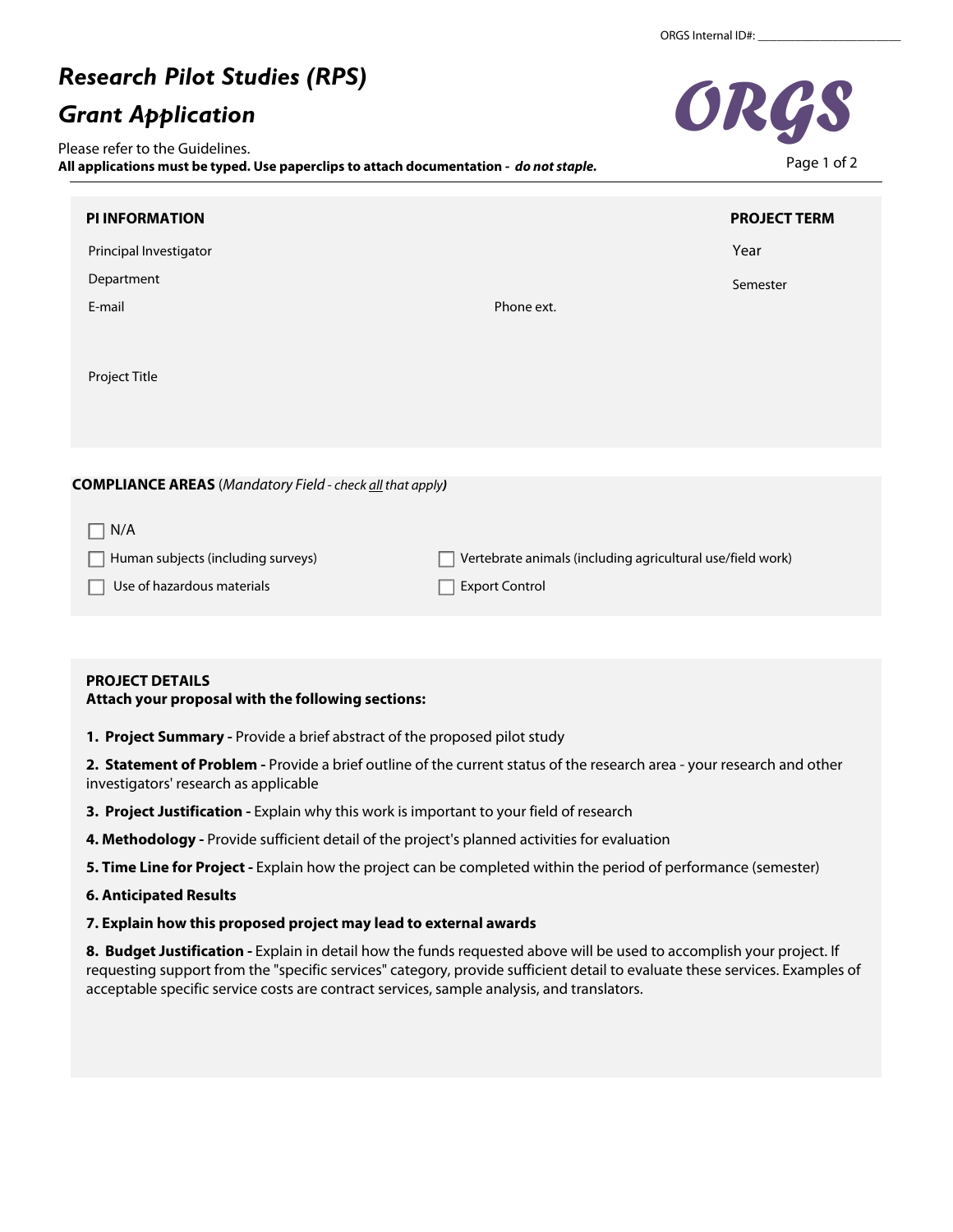ORGS Internal ID#: ______________________

# Research Pilot Studies (RPS)

# Grant Application

ORGS

Please refer to the Guidelines.
**All applications must be typed. Use paperclips to attach documentation - *do not staple.***

## PI INFORMATION

Principal Investigator

Department

E-mail

Phone ext.

Project Title

## PROJECT TERM

Year

Semester

## COMPLIANCE AREAS (*Mandatory Field - check all that apply*)

- [ ] N/A
- [ ] Human subjects (including surveys)
- [ ] Vertebrate animals (including agricultural use/field work)
- [ ] Use of hazardous materials
- [ ] Export Control

## PROJECT DETAILS

**Attach your proposal with the following sections:**

1. **Project Summary -** Provide a brief abstract of the proposed pilot study
2. **Statement of Problem -** Provide a brief outline of the current status of the research area - your research and other investigators' research as applicable
3. **Project Justification -** Explain why this work is important to your field of research
4. **Methodology -** Provide sufficient detail of the project's planned activities for evaluation
5. **Time Line for Project -** Explain how the project can be completed within the period of performance (semester)
6. **Anticipated Results**
7. **Explain how this proposed project may lead to external awards**
8. **Budget Justification -** Explain in detail how the funds requested above will be used to accomplish your project. If requesting support from the "specific services" category, provide sufficient detail to evaluate these services. Examples of acceptable specific service costs are contract services, sample analysis, and translators.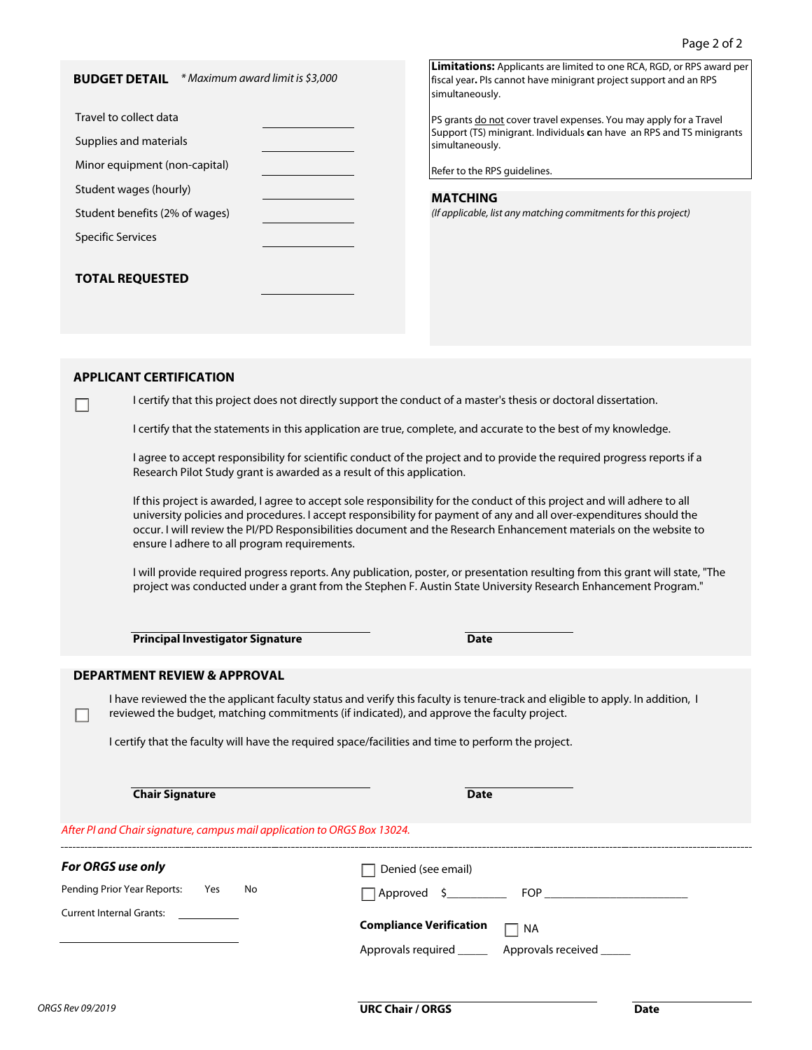## BUDGET DETAIL

*\* Maximum award limit is $3,000*

| | |
|---|---|
| Travel to collect data | ________ |
| Supplies and materials | ________ |
| Minor equipment (non-capital) | ________ |
| Student wages (hourly) | ________ |
| Student benefits (2% of wages) | ________ |
| Specific Services | ________ |
| **TOTAL REQUESTED** | ________ |

**Limitations:** Applicants are limited to one RCA, RGD, or RPS award per fiscal year**.** PIs cannot have minigrant project support and an RPS simultaneously.

PS grants do not cover travel expenses. You may apply for a Travel Support (TS) minigrant. Individuals **c**an have an RPS and TS minigrants simultaneously.

Refer to the RPS guidelines.

## MATCHING

*(If applicable, list any matching commitments for this project)*

## APPLICANT CERTIFICATION

☐ I certify that this project does not directly support the conduct of a master's thesis or doctoral dissertation.

I certify that the statements in this application are true, complete, and accurate to the best of my knowledge.

I agree to accept responsibility for scientific conduct of the project and to provide the required progress reports if a Research Pilot Study grant is awarded as a result of this application.

If this project is awarded, I agree to accept sole responsibility for the conduct of this project and will adhere to all university policies and procedures. I accept responsibility for payment of any and all over-expenditures should the occur. I will review the PI/PD Responsibilities document and the Research Enhancement materials on the website to ensure I adhere to all program requirements.

I will provide required progress reports. Any publication, poster, or presentation resulting from this grant will state, "The project was conducted under a grant from the Stephen F. Austin State University Research Enhancement Program."

**Principal Investigator Signature** ______________________ **Date** __________

## DEPARTMENT REVIEW & APPROVAL

☐ I have reviewed the the applicant faculty status and verify this faculty is tenure-track and eligible to apply. In addition, I reviewed the budget, matching commitments (if indicated), and approve the faculty project.

I certify that the faculty will have the required space/facilities and time to perform the project.

**Chair Signature** ______________________ **Date** __________

*After PI and Chair signature, campus mail application to ORGS Box 13024.*

---

***For ORGS use only***

Pending Prior Year Reports: Yes No

Current Internal Grants: __________

☐ Denied (see email)

☐ Approved $__________ FOP ________________________

**Compliance Verification** ☐ NA

Approvals required _____ Approvals received _____

**URC Chair / ORGS** ______________________ **Date** __________

*ORGS Rev 09/2019*